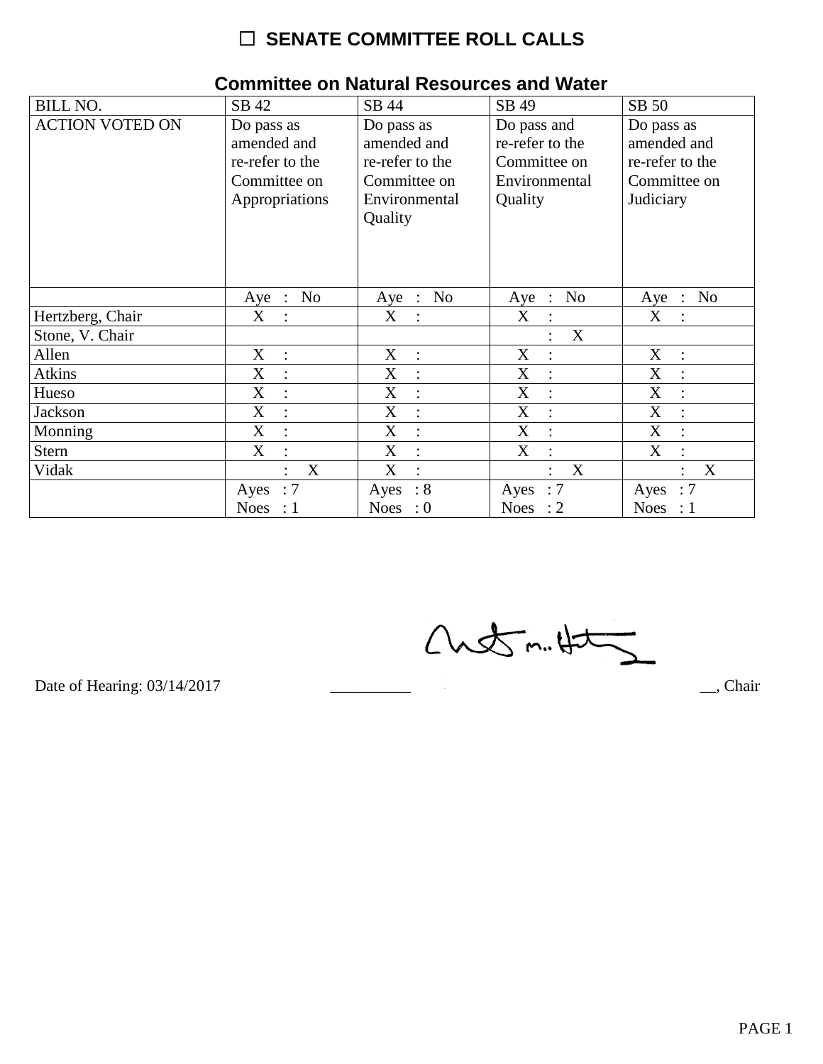# ☐ SENATE COMMITTEE ROLL CALLS

## Committee on Natural Resources and Water

| BILL NO. | SB 42 | SB 44 | SB 49 | SB 50 |
|---|---|---|---|---|
| ACTION VOTED ON | Do pass as amended and re-refer to the Committee on Appropriations | Do pass as amended and re-refer to the Committee on Environmental Quality | Do pass and re-refer to the Committee on Environmental Quality | Do pass as amended and re-refer to the Committee on Judiciary |
| | Aye : No | Aye : No | Aye : No | Aye : No |
| Hertzberg, Chair | X : | X : | X : | X : |
| Stone, V. Chair | | | : X | |
| Allen | X : | X : | X : | X : |
| Atkins | X : | X : | X : | X : |
| Hueso | X : | X : | X : | X : |
| Jackson | X : | X : | X : | X : |
| Monning | X : | X : | X : | X : |
| Stern | X : | X : | X : | X : |
| Vidak | : X | X : | : X | : X |
| | Ayes : 7<br>Noes : 1 | Ayes : 8<br>Noes : 0 | Ayes : 7<br>Noes : 2 | Ayes : 7<br>Noes : 1 |

Date of Hearing: 03/14/2017 __________ __, Chair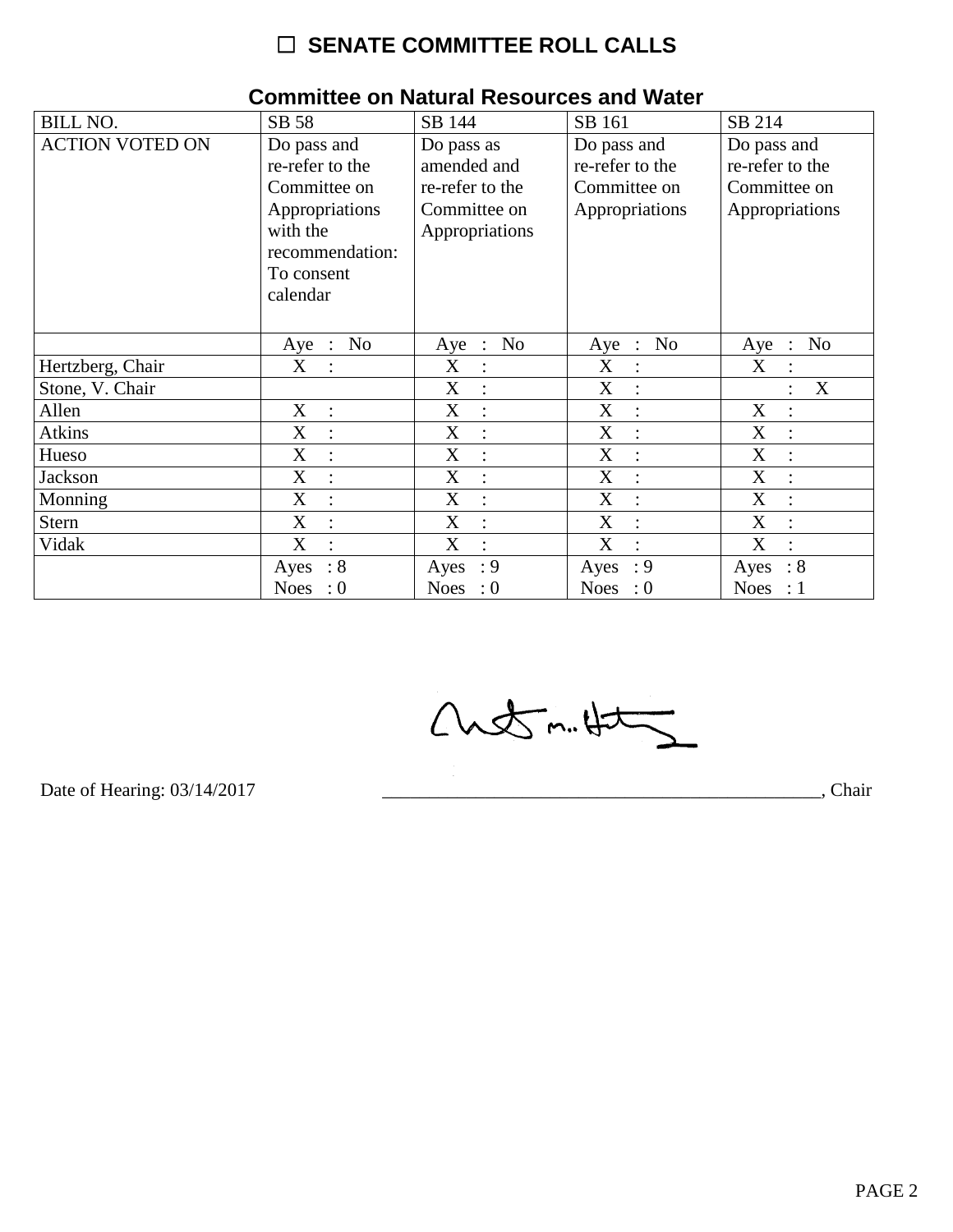# ☐ SENATE COMMITTEE ROLL CALLS

## Committee on Natural Resources and Water

| BILL NO. | SB 58 | SB 144 | SB 161 | SB 214 |
|---|---|---|---|---|
| ACTION VOTED ON | Do pass and re-refer to the Committee on Appropriations with the recommendation: To consent calendar | Do pass as amended and re-refer to the Committee on Appropriations | Do pass and re-refer to the Committee on Appropriations | Do pass and re-refer to the Committee on Appropriations |
| | Aye : No | Aye : No | Aye : No | Aye : No |
| Hertzberg, Chair | X : | X : | X : | X : |
| Stone, V. Chair | | X : | X : | : X |
| Allen | X : | X : | X : | X : |
| Atkins | X : | X : | X : | X : |
| Hueso | X : | X : | X : | X : |
| Jackson | X : | X : | X : | X : |
| Monning | X : | X : | X : | X : |
| Stern | X : | X : | X : | X : |
| Vidak | X : | X : | X : | X : |
| | Ayes : 8<br>Noes : 0 | Ayes : 9<br>Noes : 0 | Ayes : 9<br>Noes : 0 | Ayes : 8<br>Noes : 1 |

Date of Hearing: 03/14/2017

\_\_\_\_\_\_\_\_\_\_\_\_\_\_\_\_\_\_\_\_\_\_\_\_\_\_\_\_\_\_\_\_\_\_\_\_\_\_\_\_\_\_\_\_\_\_\_\_, Chair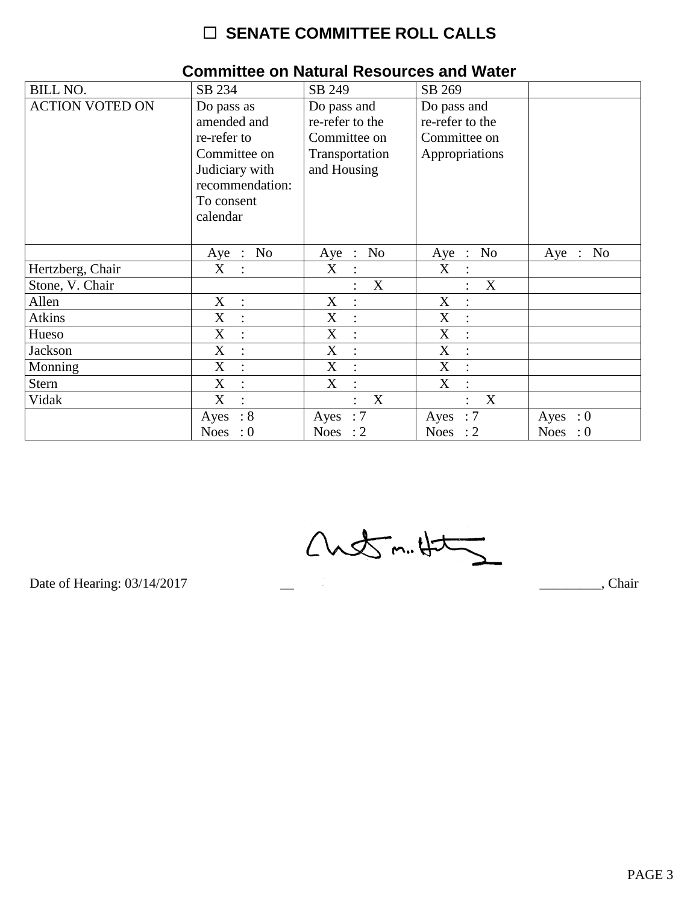# ☐ SENATE COMMITTEE ROLL CALLS

## Committee on Natural Resources and Water

| BILL NO. | SB 234 | SB 249 | SB 269 | |
|---|---|---|---|---|
| ACTION VOTED ON | Do pass as amended and re-refer to Committee on Judiciary with recommendation: To consent calendar | Do pass and re-refer to the Committee on Transportation and Housing | Do pass and re-refer to the Committee on Appropriations | |
| | Aye : No | Aye : No | Aye : No | Aye : No |
| Hertzberg, Chair | X : | X : | X : | |
| Stone, V. Chair | | : X | : X | |
| Allen | X : | X : | X : | |
| Atkins | X : | X : | X : | |
| Hueso | X : | X : | X : | |
| Jackson | X : | X : | X : | |
| Monning | X : | X : | X : | |
| Stern | X : | X : | X : | |
| Vidak | X : | : X | : X | |
| | Ayes : 8 Noes : 0 | Ayes : 7 Noes : 2 | Ayes : 7 Noes : 2 | Ayes : 0 Noes : 0 |

Date of Hearing: 03/14/2017 __________, Chair